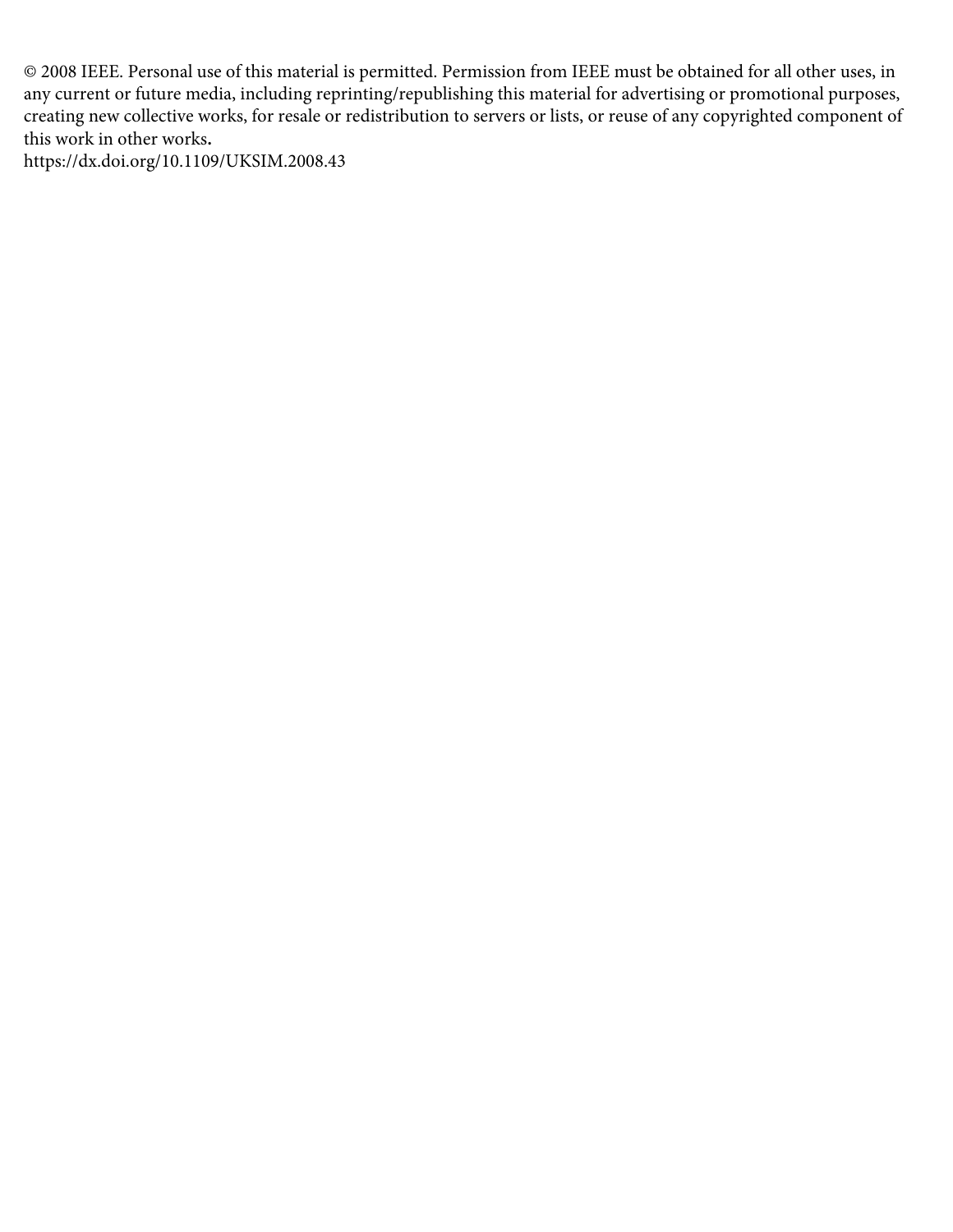© 2008 IEEE. Personal use of this material is permitted. Permission from IEEE must be obtained for all other uses, in any current or future media, including reprinting/republishing this material for advertising or promotional purposes, creating new collective works, for resale or redistribution to servers or lists, or reuse of any copyrighted component of this work in other works**.**

https://dx.doi.org/10.1109/UKSIM.2008.43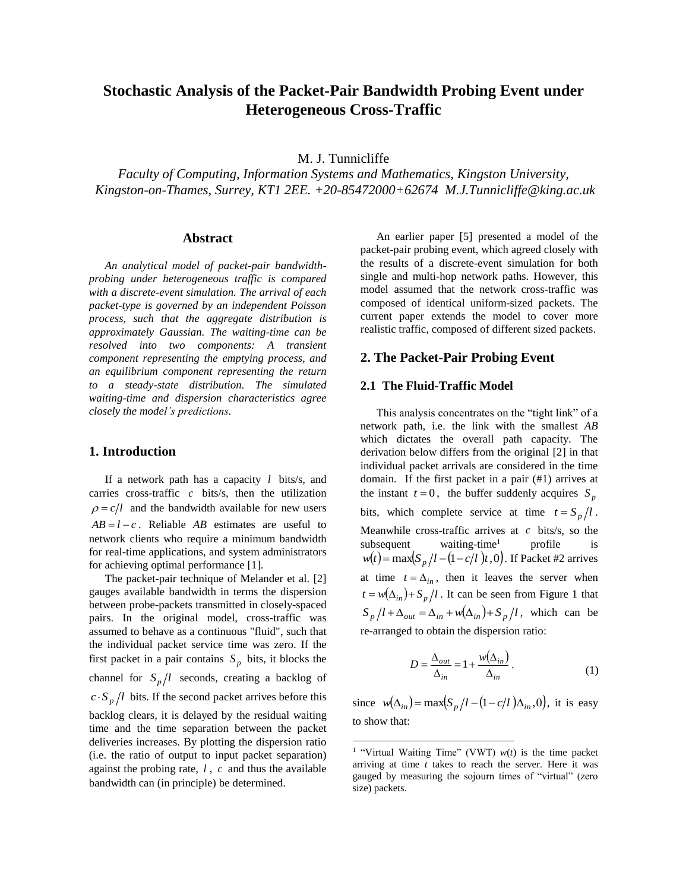# Stochastic Analysis of the Packet-Pair Bandwidth Probing Event under Heterogeneous Cross-Traffic

M. J. Tunnicliffe

*Faculty of Computing, Information Systems and Mathematics, Kingston University, Kingston-on-Thames, Surrey, KT1 2EE. +20-85472000+62674 M.J.Tunnicliffe@king.ac.uk*

## Abstract

*An analytical model of packet-pair bandwidth-probing under heterogeneous traffic is compared with a discrete-event simulation. The arrival of each packet-type is governed by an independent Poisson process, such that the aggregate distribution is approximately Gaussian. The waiting-time can be resolved into two components: A transient component representing the emptying process, and an equilibrium component representing the return to a steady-state distribution. The simulated waiting-time and dispersion characteristics agree closely the model's predictions.*

## 1. Introduction

If a network path has a capacity $l$ bits/s, and carries cross-traffic $c$ bits/s, then the utilization $\rho = c/l$ and the bandwidth available for new users $AB = l - c$. Reliable $AB$ estimates are useful to network clients who require a minimum bandwidth for real-time applications, and system administrators for achieving optimal performance [1].

The packet-pair technique of Melander et al. [2] gauges available bandwidth in terms the dispersion between probe-packets transmitted in closely-spaced pairs. In the original model, cross-traffic was assumed to behave as a continuous "fluid", such that the individual packet service time was zero. If the first packet in a pair contains $S_p$ bits, it blocks the channel for $S_p/l$ seconds, creating a backlog of $c \cdot S_p/l$ bits. If the second packet arrives before this backlog clears, it is delayed by the residual waiting time and the time separation between the packet deliveries increases. By plotting the dispersion ratio (i.e. the ratio of output to input packet separation) against the probing rate, $l$, $c$ and thus the available bandwidth can (in principle) be determined.

An earlier paper [5] presented a model of the packet-pair probing event, which agreed closely with the results of a discrete-event simulation for both single and multi-hop network paths. However, this model assumed that the network cross-traffic was composed of identical uniform-sized packets. The current paper extends the model to cover more realistic traffic, composed of different sized packets.

## 2. The Packet-Pair Probing Event

### 2.1 The Fluid-Traffic Model

This analysis concentrates on the "tight link" of a network path, i.e. the link with the smallest $AB$ which dictates the overall path capacity. The derivation below differs from the original [2] in that individual packet arrivals are considered in the time domain. If the first packet in a pair (#1) arrives at the instant $t = 0$, the buffer suddenly acquires $S_p$ bits, which complete service at time $t = S_p/l$. Meanwhile cross-traffic arrives at $c$ bits/s, so the subsequent waiting-time[1] profile is $w(t) = \max(S_p/l - (1 - c/l)t, 0)$. If Packet #2 arrives at time $t = \Delta_{in}$, then it leaves the server when $t = w(\Delta_{in}) + S_p/l$. It can be seen from Figure 1 that $S_p/l + \Delta_{out} = \Delta_{in} + w(\Delta_{in}) + S_p/l$, which can be re-arranged to obtain the dispersion ratio:

$$D = \frac{\Delta_{out}}{\Delta_{in}} = 1 + \frac{w(\Delta_{in})}{\Delta_{in}}. \tag{1}$$

since $w(\Delta_{in}) = \max(S_p/l - (1 - c/l)\Delta_{in}, 0)$, it is easy to show that:

[1] "Virtual Waiting Time" (VWT) $w(t)$ is the time packet arriving at time $t$ takes to reach the server. Here it was gauged by measuring the sojourn times of "virtual" (zero size) packets.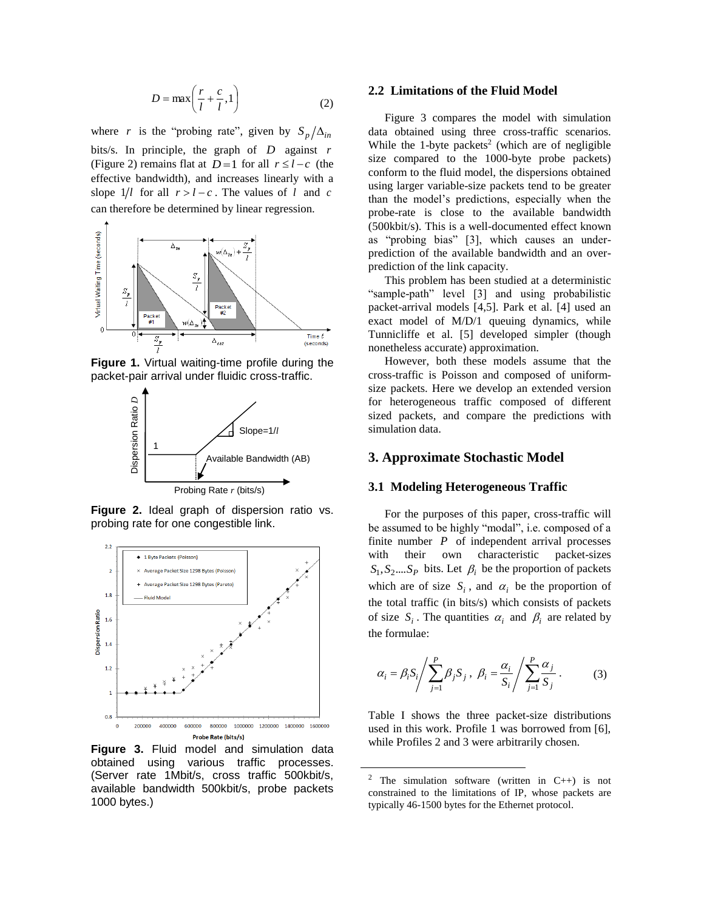$$D = \max\left(\frac{r}{l} + \frac{c}{l}, 1\right) \tag{2}$$

where $r$ is the "probing rate", given by $S_p/\Delta_{in}$ bits/s. In principle, the graph of $D$ against $r$ (Figure 2) remains flat at $D=1$ for all $r \le l-c$ (the effective bandwidth), and increases linearly with a slope $1/l$ for all $r > l-c$. The values of $l$ and $c$ can therefore be determined by linear regression.

**Figure 1.** Virtual waiting-time profile during the packet-pair arrival under fluidic cross-traffic.

**Figure 2.** Ideal graph of dispersion ratio vs. probing rate for one congestible link.

**Figure 3.** Fluid model and simulation data obtained using various traffic processes. (Server rate 1Mbit/s, cross traffic 500kbit/s, available bandwidth 500kbit/s, probe packets 1000 bytes.)

### 2.2 Limitations of the Fluid Model

Figure 3 compares the model with simulation data obtained using three cross-traffic scenarios. While the 1-byte packets[2] (which are of negligible size compared to the 1000-byte probe packets) conform to the fluid model, the dispersions obtained using larger variable-size packets tend to be greater than the model's predictions, especially when the probe-rate is close to the available bandwidth (500kbit/s). This is a well-documented effect known as "probing bias" [3], which causes an under-prediction of the available bandwidth and an over-prediction of the link capacity.

This problem has been studied at a deterministic "sample-path" level [3] and using probabilistic packet-arrival models [4,5]. Park et al. [4] used an exact model of M/D/1 queuing dynamics, while Tunnicliffe et al. [5] developed simpler (though nonetheless accurate) approximation.

However, both these models assume that the cross-traffic is Poisson and composed of uniform-size packets. Here we develop an extended version for heterogeneous traffic composed of different sized packets, and compare the predictions with simulation data.

## 3. Approximate Stochastic Model

### 3.1 Modeling Heterogeneous Traffic

For the purposes of this paper, cross-traffic will be assumed to be highly "modal", i.e. composed of a finite number $P$ of independent arrival processes with their own characteristic packet-sizes $S_1, S_2 .... S_P$ bits. Let $\beta_i$ be the proportion of packets which are of size $S_i$, and $\alpha_i$ be the proportion of the total traffic (in bits/s) which consists of packets of size $S_i$. The quantities $\alpha_i$ and $\beta_i$ are related by the formulae:

$$\alpha_i = \beta_i S_i \Big/ \sum_{j=1}^{P} \beta_j S_j \,, \;\; \beta_i = \frac{\alpha_i}{S_i} \Big/ \sum_{j=1}^{P} \frac{\alpha_j}{S_j} \,. \tag{3}$$

Table I shows the three packet-size distributions used in this work. Profile 1 was borrowed from [6], while Profiles 2 and 3 were arbitrarily chosen.

---

[2] The simulation software (written in C++) is not constrained to the limitations of IP, whose packets are typically 46-1500 bytes for the Ethernet protocol.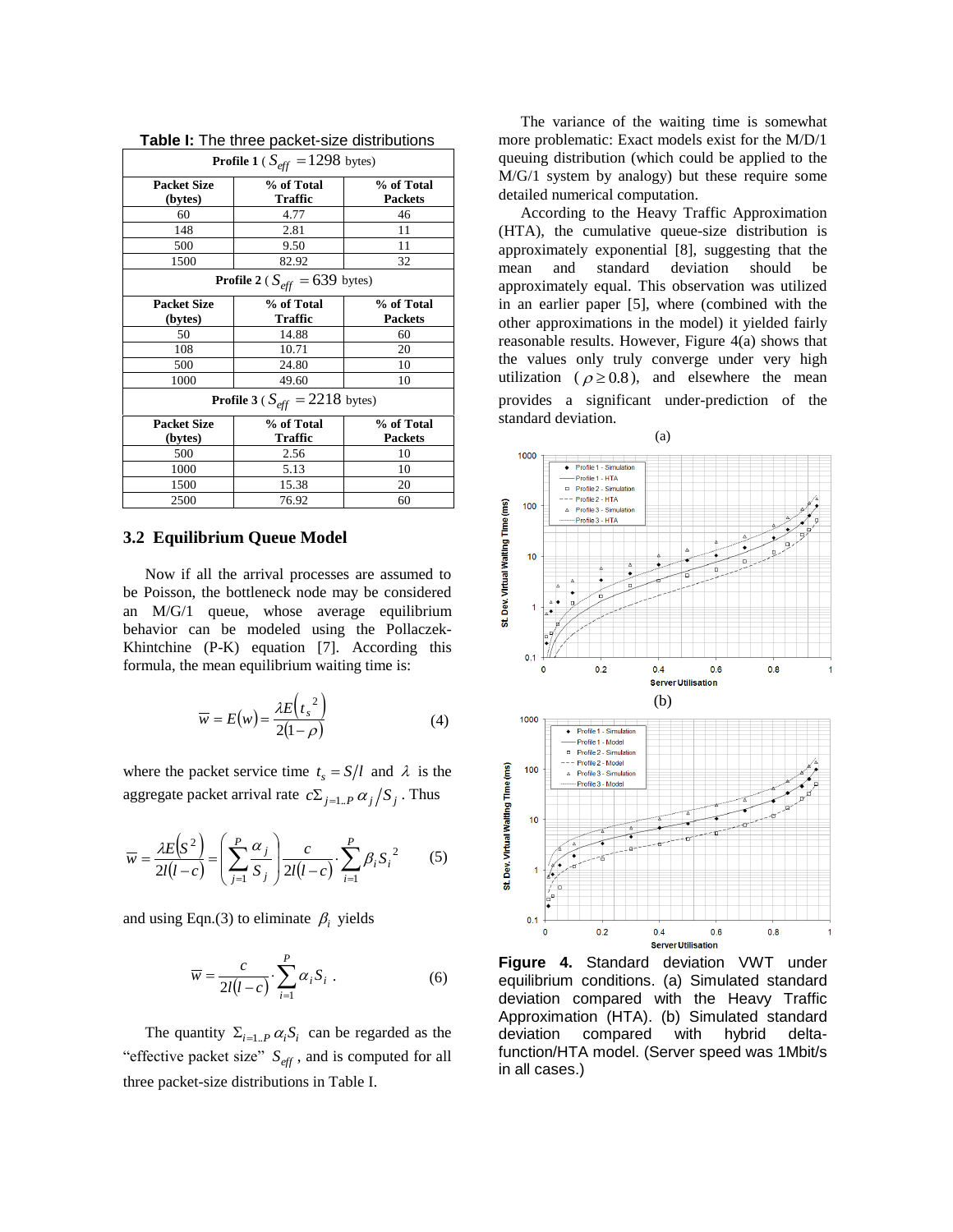**Table I:** The three packet-size distributions

| Packet Size (bytes) | % of Total Traffic | % of Total Packets |
|---|---|---|
| **Profile 1** ($S_{eff} = 1298$ bytes) | | |
| 60 | 4.77 | 46 |
| 148 | 2.81 | 11 |
| 500 | 9.50 | 11 |
| 1500 | 82.92 | 32 |
| **Profile 2** ($S_{eff} = 639$ bytes) | | |
| 50 | 14.88 | 60 |
| 108 | 10.71 | 20 |
| 500 | 24.80 | 10 |
| 1000 | 49.60 | 10 |
| **Profile 3** ($S_{eff} = 2218$ bytes) | | |
| 500 | 2.56 | 10 |
| 1000 | 5.13 | 10 |
| 1500 | 15.38 | 20 |
| 2500 | 76.92 | 60 |

### 3.2 Equilibrium Queue Model

Now if all the arrival processes are assumed to be Poisson, the bottleneck node may be considered an M/G/1 queue, whose average equilibrium behavior can be modeled using the Pollaczek-Khintchine (P-K) equation [7]. According this formula, the mean equilibrium waiting time is:

$$\overline{w} = E(w) = \frac{\lambda E\left(t_s^{\ 2}\right)}{2(1-\rho)} \tag{4}$$

where the packet service time $t_s = S/l$ and $\lambda$ is the aggregate packet arrival rate $c\Sigma_{j=1..P}\,\alpha_j / S_j$. Thus

$$\overline{w} = \frac{\lambda E\left(S^2\right)}{2l(l-c)} = \left(\sum_{j=1}^{P} \frac{\alpha_j}{S_j}\right) \frac{c}{2l(l-c)} \cdot \sum_{i=1}^{P} \beta_i S_i^{\ 2} \tag{5}$$

and using Eqn.(3) to eliminate $\beta_i$ yields

$$\overline{w} = \frac{c}{2l(l-c)} \cdot \sum_{i=1}^{P} \alpha_i S_i \ . \tag{6}$$

The quantity $\Sigma_{i=1..P}\,\alpha_i S_i$ can be regarded as the "effective packet size" $S_{eff}$, and is computed for all three packet-size distributions in Table I.

The variance of the waiting time is somewhat more problematic: Exact models exist for the M/D/1 queuing distribution (which could be applied to the M/G/1 system by analogy) but these require some detailed numerical computation.

According to the Heavy Traffic Approximation (HTA), the cumulative queue-size distribution is approximately exponential [8], suggesting that the mean and standard deviation should be approximately equal. This observation was utilized in an earlier paper [5], where (combined with the other approximations in the model) it yielded fairly reasonable results. However, Figure 4(a) shows that the values only truly converge under very high utilization ($\rho \geq 0.8$), and elsewhere the mean provides a significant under-prediction of the standard deviation.

**Figure 4.** Standard deviation VWT under equilibrium conditions. (a) Simulated standard deviation compared with the Heavy Traffic Approximation (HTA). (b) Simulated standard deviation compared with hybrid delta-function/HTA model. (Server speed was 1Mbit/s in all cases.)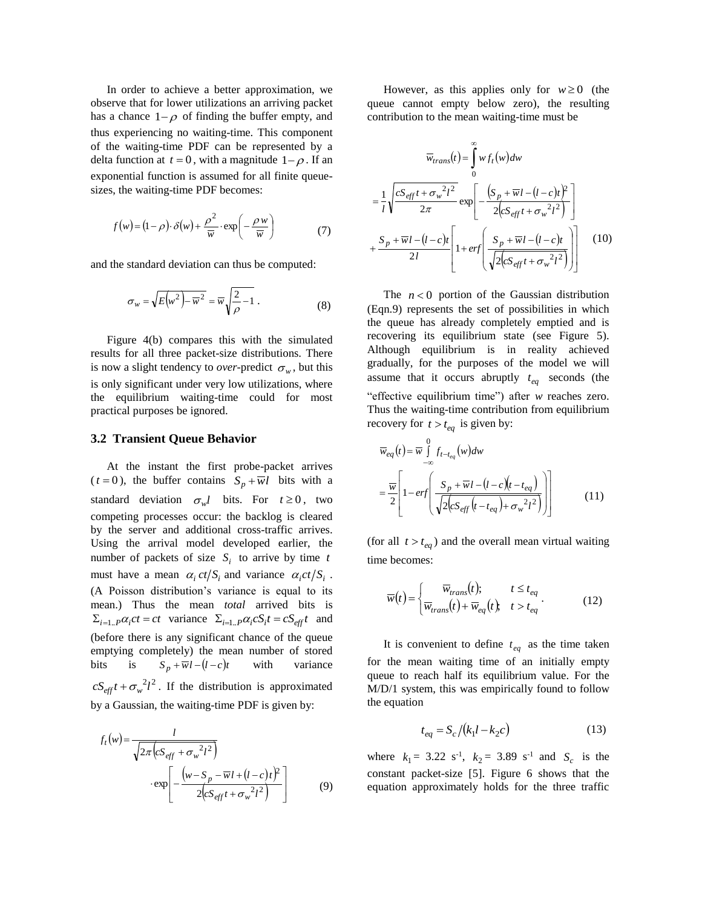In order to achieve a better approximation, we observe that for lower utilizations an arriving packet has a chance $1-\rho$ of finding the buffer empty, and thus experiencing no waiting-time. This component of the waiting-time PDF can be represented by a delta function at $t=0$, with a magnitude $1-\rho$. If an exponential function is assumed for all finite queue-sizes, the waiting-time PDF becomes:

$$f(w)=(1-\rho)\cdot\delta(w)+\frac{\rho^2}{\overline{w}}\cdot\exp\left(-\frac{\rho w}{\overline{w}}\right) \tag{7}$$

and the standard deviation can thus be computed:

$$\sigma_w=\sqrt{E\left(w^2\right)-\overline{w}^2}=\overline{w}\sqrt{\frac{2}{\rho}-1}\,. \tag{8}$$

Figure 4(b) compares this with the simulated results for all three packet-size distributions. There is now a slight tendency to *over*-predict $\sigma_w$, but this is only significant under very low utilizations, where the equilibrium waiting-time could for most practical purposes be ignored.

## 3.2 Transient Queue Behavior

At the instant the first probe-packet arrives ($t=0$), the buffer contains $S_p+\overline{w}l$ bits with a standard deviation $\sigma_w l$ bits. For $t\geq 0$, two competing processes occur: the backlog is cleared by the server and additional cross-traffic arrives. Using the arrival model developed earlier, the number of packets of size $S_i$ to arrive by time $t$ must have a mean $\alpha_i ct/S_i$ and variance $\alpha_i ct/S_i$. (A Poisson distribution's variance is equal to its mean.) Thus the mean *total* arrived bits is $\Sigma_{i=1..P}\alpha_i ct=ct$ variance $\Sigma_{i=1..P}\alpha_i cS_i t=cS_{eff}t$ and (before there is any significant chance of the queue emptying completely) the mean number of stored bits is $S_p+\overline{w}l-(l-c)t$ with variance $cS_{eff}t+\sigma_w{}^2l^2$. If the distribution is approximated by a Gaussian, the waiting-time PDF is given by:

$$f_t(w)=\frac{l}{\sqrt{2\pi\left(cS_{eff}+\sigma_w{}^2l^2\right)}}\cdot\exp\left[-\frac{\left(w-S_p-\overline{w}l+(l-c)t\right)^2}{2\left(cS_{eff}t+\sigma_w{}^2l^2\right)}\right] \tag{9}$$

However, as this applies only for $w\geq 0$ (the queue cannot empty below zero), the resulting contribution to the mean waiting-time must be

$$\begin{aligned}\overline{w}_{trans}(t)&=\int_0^\infty w\,f_t(w)\,dw\\&=\frac{1}{l}\sqrt{\frac{cS_{eff}t+\sigma_w{}^2l^2}{2\pi}}\exp\left[-\frac{\left(S_p+\overline{w}l-(l-c)t\right)^2}{2\left(cS_{eff}t+\sigma_w{}^2l^2\right)}\right]\\&+\frac{S_p+\overline{w}l-(l-c)t}{2l}\left[1+erf\left(\frac{S_p+\overline{w}l-(l-c)t}{\sqrt{2\left(cS_{eff}t+\sigma_w{}^2l^2\right)}}\right)\right]\end{aligned} \tag{10}$$

The $n<0$ portion of the Gaussian distribution (Eqn.9) represents the set of possibilities in which the queue has already completely emptied and is recovering its equilibrium state (see Figure 5). Although equilibrium is in reality achieved gradually, for the purposes of the model we will assume that it occurs abruptly $t_{eq}$ seconds (the "effective equilibrium time") after *w* reaches zero. Thus the waiting-time contribution from equilibrium recovery for $t>t_{eq}$ is given by:

$$\begin{aligned}\overline{w}_{eq}(t)&=\overline{w}\int_{-\infty}^{0} f_{t-t_{eq}}(w)\,dw\\&=\frac{\overline{w}}{2}\left[1-erf\left(\frac{S_p+\overline{w}l-(l-c)\left(t-t_{eq}\right)}{\sqrt{2\left(cS_{eff}\left(t-t_{eq}\right)+\sigma_w{}^2l^2\right)}}\right)\right]\end{aligned} \tag{11}$$

(for all $t>t_{eq}$) and the overall mean virtual waiting time becomes:

$$\overline{w}(t)=\begin{cases}\overline{w}_{trans}(t); & t\leq t_{eq}\\ \overline{w}_{trans}(t)+\overline{w}_{eq}(t); & t>t_{eq}\end{cases}. \tag{12}$$

It is convenient to define $t_{eq}$ as the time taken for the mean waiting time of an initially empty queue to reach half its equilibrium value. For the M/D/1 system, this was empirically found to follow the equation

$$t_{eq}=S_c/\left(k_1l-k_2c\right) \tag{13}$$

where $k_1=$ 3.22 s$^{-1}$, $k_2=$ 3.89 s$^{-1}$ and $S_c$ is the constant packet-size [5]. Figure 6 shows that the equation approximately holds for the three traffic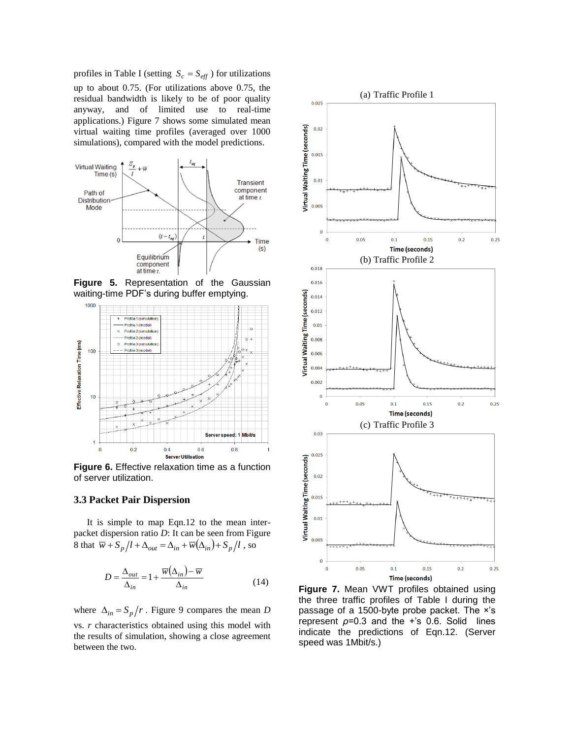profiles in Table I (setting $S_c = S_{eff}$) for utilizations up to about 0.75. (For utilizations above 0.75, the residual bandwidth is likely to be of poor quality anyway, and of limited use to real-time applications.) Figure 7 shows some simulated mean virtual waiting time profiles (averaged over 1000 simulations), compared with the model predictions.

**Figure 5.** Representation of the Gaussian waiting-time PDF's during buffer emptying.

**Figure 6.** Effective relaxation time as a function of server utilization.

### 3.3 Packet Pair Dispersion

It is simple to map Eqn.12 to the mean inter-packet dispersion ratio *D*: It can be seen from Figure 8 that $\overline{w} + S_p/l + \Delta_{out} = \Delta_{in} + \overline{w}(\Delta_{in}) + S_p/l$, so

$$D = \frac{\Delta_{out}}{\Delta_{in}} = 1 + \frac{\overline{w}(\Delta_{in}) - \overline{w}}{\Delta_{in}} \tag{14}$$

where $\Delta_{in} = S_p/r$. Figure 9 compares the mean *D* vs. *r* characteristics obtained using this model with the results of simulation, showing a close agreement between the two.

**Figure 7.** Mean VWT profiles obtained using the three traffic profiles of Table I during the passage of a 1500-byte probe packet. The ×'s represent $\rho$=0.3 and the +'s 0.6. Solid lines indicate the predictions of Eqn.12. (Server speed was 1Mbit/s.)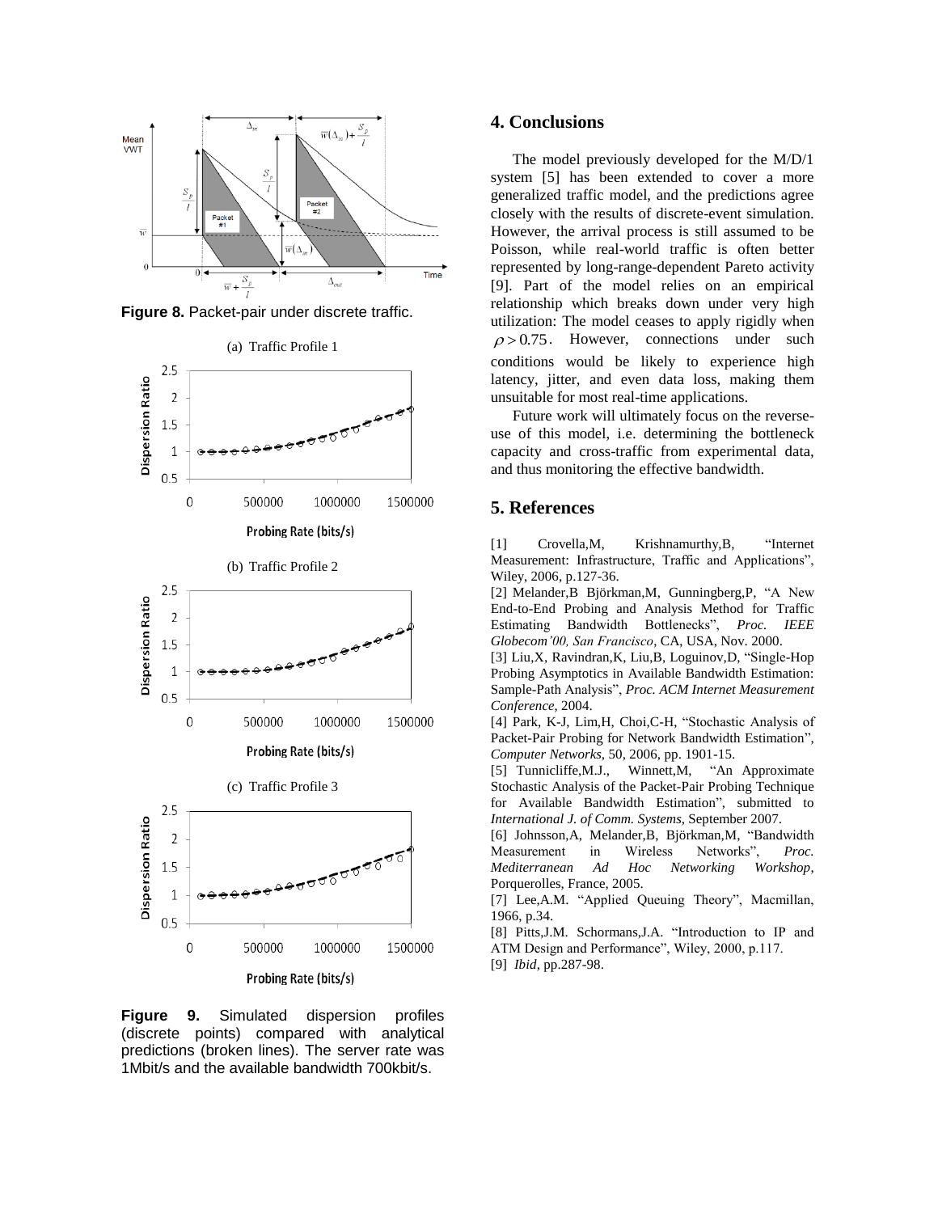Mean VWT

$\Delta_{in}$

$\overline{w}(\Delta_{in})+\frac{S_p}{l}$

$\frac{S_p}{l}$

$\frac{S_p}{l}$

Packet #1

Packet #2

$\overline{w}$

$\overline{w}(\Delta_{in})$

0

0

Time

$\overline{w}+\frac{S_p}{l}$

$\Delta_{out}$

**Figure 8.** Packet-pair under discrete traffic.

(a) Traffic Profile 1

Dispersion Ratio

2.5
2
1.5
1
0.5

0 500000 1000000 1500000

Probing Rate (bits/s)

(b) Traffic Profile 2

Dispersion Ratio

2.5
2
1.5
1
0.5

0 500000 1000000 1500000

Probing Rate (bits/s)

(c) Traffic Profile 3

Dispersion Ratio

2.5
2
1.5
1
0.5

0 500000 1000000 1500000

Probing Rate (bits/s)

**Figure 9.** Simulated dispersion profiles (discrete points) compared with analytical predictions (broken lines). The server rate was 1Mbit/s and the available bandwidth 700kbit/s.

## 4. Conclusions

The model previously developed for the M/D/1 system [5] has been extended to cover a more generalized traffic model, and the predictions agree closely with the results of discrete-event simulation. However, the arrival process is still assumed to be Poisson, while real-world traffic is often better represented by long-range-dependent Pareto activity [9]. Part of the model relies on an empirical relationship which breaks down under very high utilization: The model ceases to apply rigidly when $\rho > 0.75$. However, connections under such conditions would be likely to experience high latency, jitter, and even data loss, making them unsuitable for most real-time applications.

Future work will ultimately focus on the reverse-use of this model, i.e. determining the bottleneck capacity and cross-traffic from experimental data, and thus monitoring the effective bandwidth.

## 5. References

[1] Crovella,M, Krishnamurthy,B, "Internet Measurement: Infrastructure, Traffic and Applications", Wiley, 2006, p.127-36.

[2] Melander,B Björkman,M, Gunningberg,P, "A New End-to-End Probing and Analysis Method for Traffic Estimating Bandwidth Bottlenecks", *Proc. IEEE Globecom'00, San Francisco*, CA, USA, Nov. 2000.

[3] Liu,X, Ravindran,K, Liu,B, Loguinov,D, "Single-Hop Probing Asymptotics in Available Bandwidth Estimation: Sample-Path Analysis", *Proc. ACM Internet Measurement Conference*, 2004.

[4] Park, K-J, Lim,H, Choi,C-H, "Stochastic Analysis of Packet-Pair Probing for Network Bandwidth Estimation", *Computer Networks*, 50, 2006, pp. 1901-15.

[5] Tunnicliffe,M.J., Winnett,M, "An Approximate Stochastic Analysis of the Packet-Pair Probing Technique for Available Bandwidth Estimation", submitted to *International J. of Comm. Systems*, September 2007.

[6] Johnsson,A, Melander,B, Björkman,M, "Bandwidth Measurement in Wireless Networks", *Proc. Mediterranean Ad Hoc Networking Workshop*, Porquerolles, France, 2005.

[7] Lee,A.M. "Applied Queuing Theory", Macmillan, 1966, p.34.

[8] Pitts,J.M. Schormans,J.A. "Introduction to IP and ATM Design and Performance", Wiley, 2000, p.117.

[9] *Ibid*, pp.287-98.